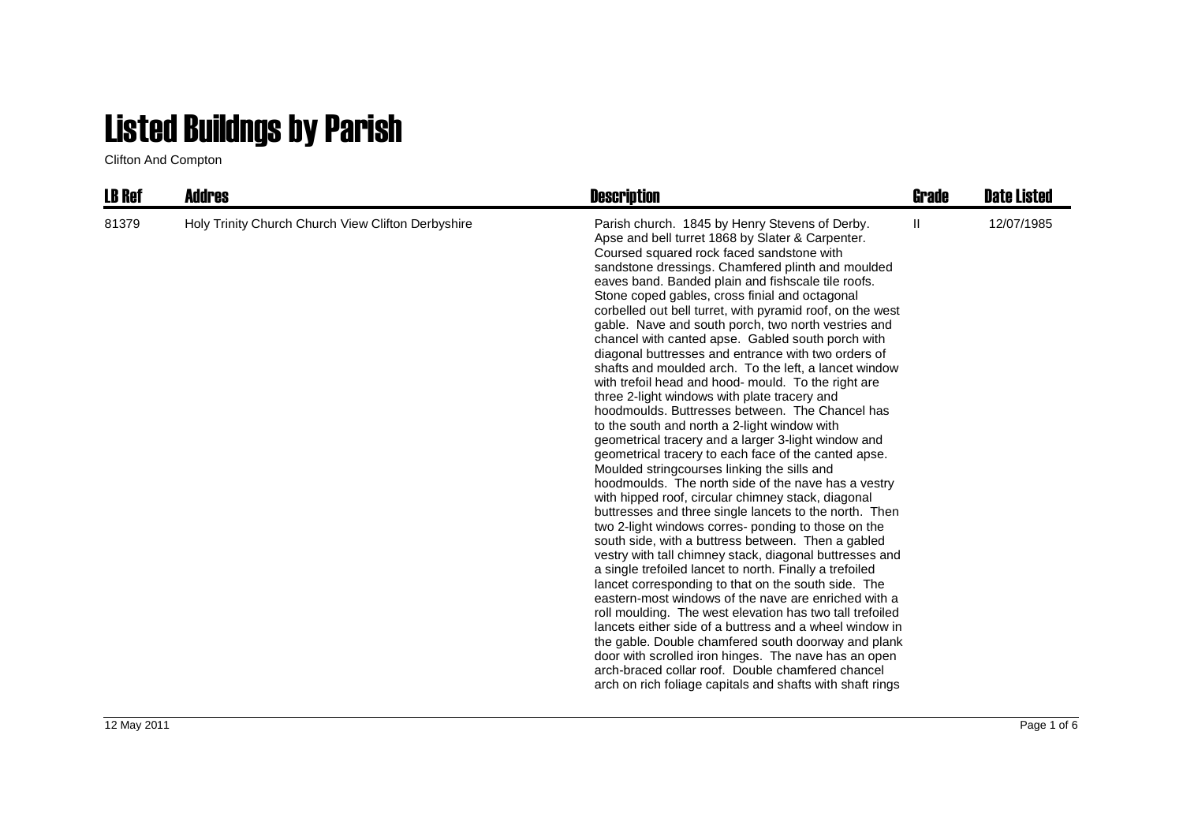# Listed Buildngs by Parish

Clifton And Compton

| LB Ref | Addres | Description | Grade | Date Listed |
|---|---|---|---|---|
| 81379 | Holy Trinity Church Church View Clifton Derbyshire | Parish church. 1845 by Henry Stevens of Derby. Apse and bell turret 1868 by Slater & Carpenter. Coursed squared rock faced sandstone with sandstone dressings. Chamfered plinth and moulded eaves band. Banded plain and fishscale tile roofs. Stone coped gables, cross finial and octagonal corbelled out bell turret, with pyramid roof, on the west gable. Nave and south porch, two north vestries and chancel with canted apse. Gabled south porch with diagonal buttresses and entrance with two orders of shafts and moulded arch. To the left, a lancet window with trefoil head and hood- mould. To the right are three 2-light windows with plate tracery and hoodmoulds. Buttresses between. The Chancel has to the south and north a 2-light window with geometrical tracery and a larger 3-light window and geometrical tracery to each face of the canted apse. Moulded stringcourses linking the sills and hoodmoulds. The north side of the nave has a vestry with hipped roof, circular chimney stack, diagonal buttresses and three single lancets to the north. Then two 2-light windows corres- ponding to those on the south side, with a buttress between. Then a gabled vestry with tall chimney stack, diagonal buttresses and a single trefoiled lancet to north. Finally a trefoiled lancet corresponding to that on the south side. The eastern-most windows of the nave are enriched with a roll moulding. The west elevation has two tall trefoiled lancets either side of a buttress and a wheel window in the gable. Double chamfered south doorway and plank door with scrolled iron hinges. The nave has an open arch-braced collar roof. Double chamfered chancel arch on rich foliage capitals and shafts with shaft rings | II | 12/07/1985 |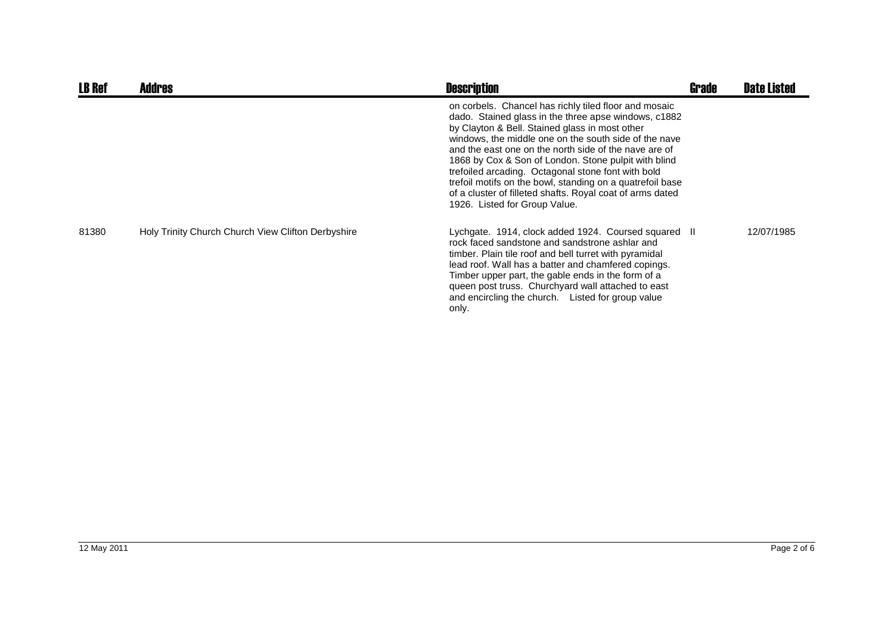| LB Ref | Addres | Description | Grade | Date Listed |
|---|---|---|---|---|
| | | on corbels. Chancel has richly tiled floor and mosaic dado. Stained glass in the three apse windows, c1882 by Clayton & Bell. Stained glass in most other windows, the middle one on the south side of the nave and the east one on the north side of the nave are of 1868 by Cox & Son of London. Stone pulpit with blind trefoiled arcading. Octagonal stone font with bold trefoil motifs on the bowl, standing on a quatrefoil base of a cluster of filleted shafts. Royal coat of arms dated 1926. Listed for Group Value. | | |
| 81380 | Holy Trinity Church Church View Clifton Derbyshire | Lychgate. 1914, clock added 1924. Coursed squared rock faced sandstone and sandstrone ashlar and timber. Plain tile roof and bell turret with pyramidal lead roof. Wall has a batter and chamfered copings. Timber upper part, the gable ends in the form of a queen post truss. Churchyard wall attached to east and encircling the church. Listed for group value only. | II | 12/07/1985 |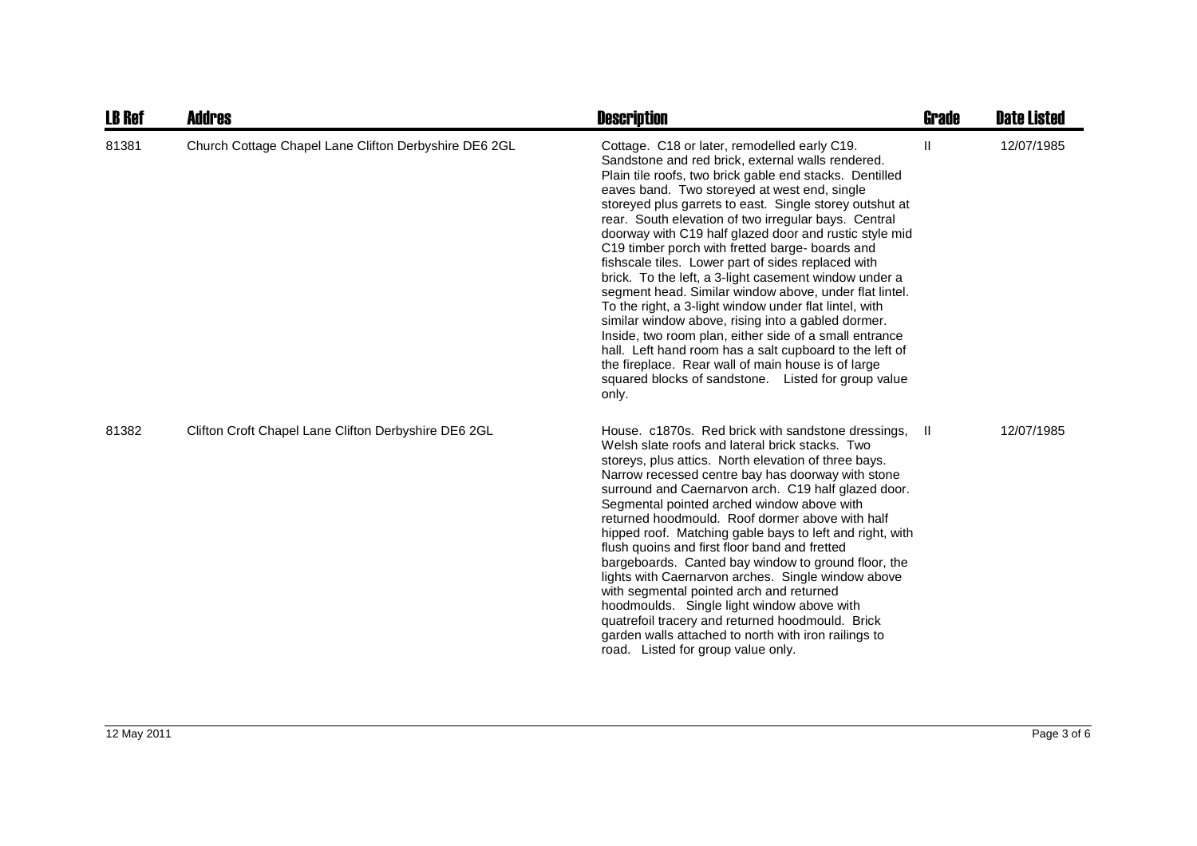| LB Ref | Addres | Description | Grade | Date Listed |
|---|---|---|---|---|
| 81381 | Church Cottage Chapel Lane Clifton Derbyshire DE6 2GL | Cottage. C18 or later, remodelled early C19. Sandstone and red brick, external walls rendered. Plain tile roofs, two brick gable end stacks. Dentilled eaves band. Two storeyed at west end, single storeyed plus garrets to east. Single storey outshut at rear. South elevation of two irregular bays. Central doorway with C19 half glazed door and rustic style mid C19 timber porch with fretted barge- boards and fishscale tiles. Lower part of sides replaced with brick. To the left, a 3-light casement window under a segment head. Similar window above, under flat lintel. To the right, a 3-light window under flat lintel, with similar window above, rising into a gabled dormer. Inside, two room plan, either side of a small entrance hall. Left hand room has a salt cupboard to the left of the fireplace. Rear wall of main house is of large squared blocks of sandstone. Listed for group value only. | II | 12/07/1985 |
| 81382 | Clifton Croft Chapel Lane Clifton Derbyshire DE6 2GL | House. c1870s. Red brick with sandstone dressings, Welsh slate roofs and lateral brick stacks. Two storeys, plus attics. North elevation of three bays. Narrow recessed centre bay has doorway with stone surround and Caernarvon arch. C19 half glazed door. Segmental pointed arched window above with returned hoodmould. Roof dormer above with half hipped roof. Matching gable bays to left and right, with flush quoins and first floor band and fretted bargeboards. Canted bay window to ground floor, the lights with Caernarvon arches. Single window above with segmental pointed arch and returned hoodmoulds. Single light window above with quatrefoil tracery and returned hoodmould. Brick garden walls attached to north with iron railings to road. Listed for group value only. | II | 12/07/1985 |

12 May 2011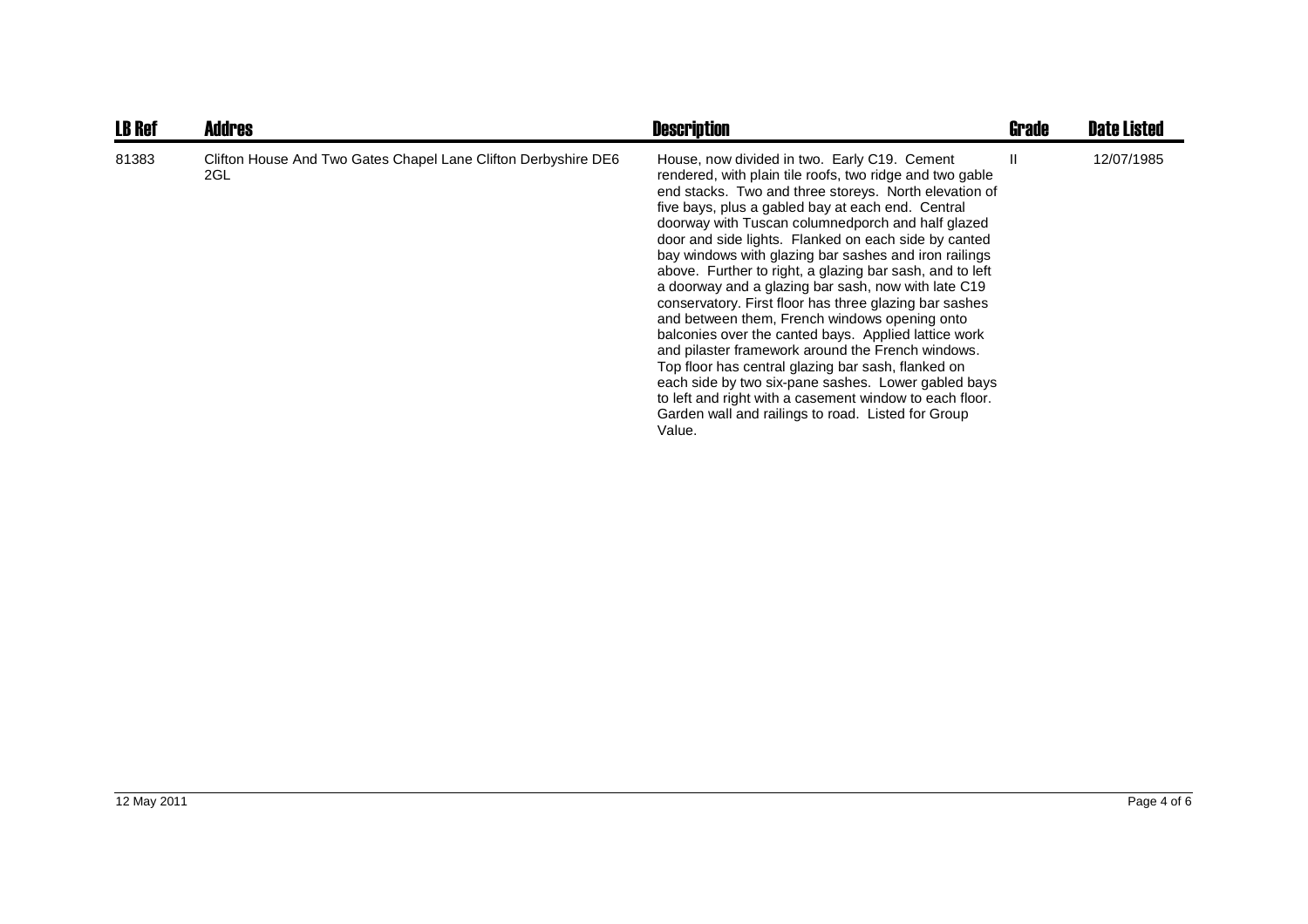| LB Ref | Addres | Description | Grade | Date Listed |
|---|---|---|---|---|
| 81383 | Clifton House And Two Gates Chapel Lane Clifton Derbyshire DE6 2GL | House, now divided in two. Early C19. Cement rendered, with plain tile roofs, two ridge and two gable end stacks. Two and three storeys. North elevation of five bays, plus a gabled bay at each end. Central doorway with Tuscan columnedporch and half glazed door and side lights. Flanked on each side by canted bay windows with glazing bar sashes and iron railings above. Further to right, a glazing bar sash, and to left a doorway and a glazing bar sash, now with late C19 conservatory. First floor has three glazing bar sashes and between them, French windows opening onto balconies over the canted bays. Applied lattice work and pilaster framework around the French windows. Top floor has central glazing bar sash, flanked on each side by two six-pane sashes. Lower gabled bays to left and right with a casement window to each floor. Garden wall and railings to road. Listed for Group Value. | II | 12/07/1985 |

12 May 2011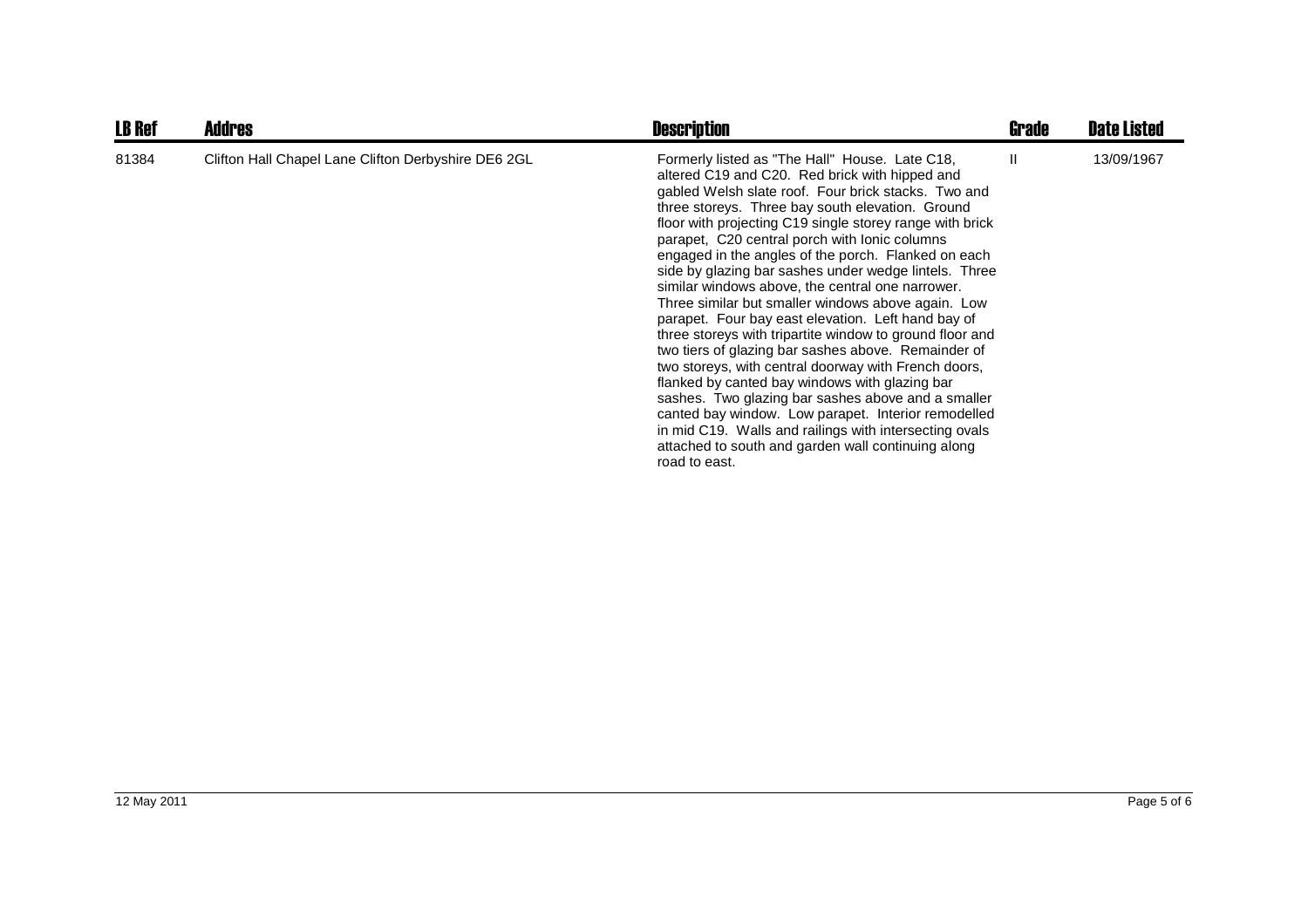| LB Ref | Addres | Description | Grade | Date Listed |
| --- | --- | --- | --- | --- |
| 81384 | Clifton Hall Chapel Lane Clifton Derbyshire DE6 2GL | Formerly listed as "The Hall" House. Late C18, altered C19 and C20. Red brick with hipped and gabled Welsh slate roof. Four brick stacks. Two and three storeys. Three bay south elevation. Ground floor with projecting C19 single storey range with brick parapet, C20 central porch with Ionic columns engaged in the angles of the porch. Flanked on each side by glazing bar sashes under wedge lintels. Three similar windows above, the central one narrower. Three similar but smaller windows above again. Low parapet. Four bay east elevation. Left hand bay of three storeys with tripartite window to ground floor and two tiers of glazing bar sashes above. Remainder of two storeys, with central doorway with French doors, flanked by canted bay windows with glazing bar sashes. Two glazing bar sashes above and a smaller canted bay window. Low parapet. Interior remodelled in mid C19. Walls and railings with intersecting ovals attached to south and garden wall continuing along road to east. | II | 13/09/1967 |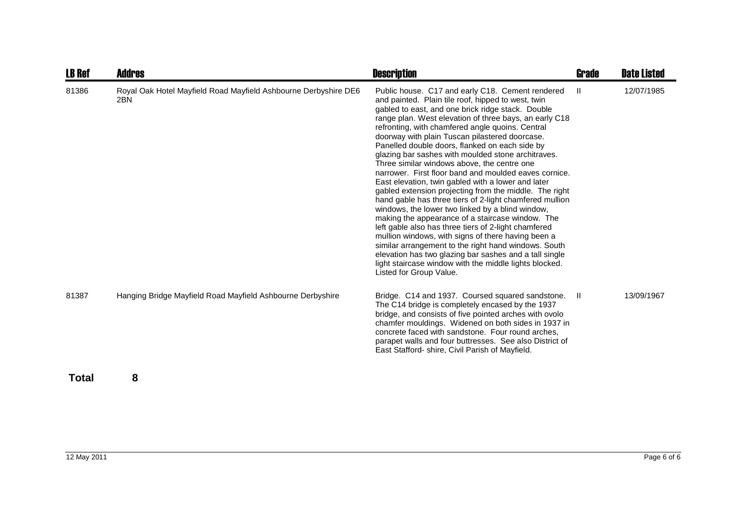| LB Ref | Addres | Description | Grade | Date Listed |
|---|---|---|---|---|
| 81386 | Royal Oak Hotel Mayfield Road Mayfield Ashbourne Derbyshire DE6 2BN | Public house. C17 and early C18. Cement rendered and painted. Plain tile roof, hipped to west, twin gabled to east, and one brick ridge stack. Double range plan. West elevation of three bays, an early C18 refronting, with chamfered angle quoins. Central doorway with plain Tuscan pilastered doorcase. Panelled double doors, flanked on each side by glazing bar sashes with moulded stone architraves. Three similar windows above, the centre one narrower. First floor band and moulded eaves cornice. East elevation, twin gabled with a lower and later gabled extension projecting from the middle. The right hand gable has three tiers of 2-light chamfered mullion windows, the lower two linked by a blind window, making the appearance of a staircase window. The left gable also has three tiers of 2-light chamfered mullion windows, with signs of there having been a similar arrangement to the right hand windows. South elevation has two glazing bar sashes and a tall single light staircase window with the middle lights blocked. Listed for Group Value. | II | 12/07/1985 |
| 81387 | Hanging Bridge Mayfield Road Mayfield Ashbourne Derbyshire | Bridge. C14 and 1937. Coursed squared sandstone. The C14 bridge is completely encased by the 1937 bridge, and consists of five pointed arches with ovolo chamfer mouldings. Widened on both sides in 1937 in concrete faced with sandstone. Four round arches, parapet walls and four buttresses. See also District of East Stafford- shire, Civil Parish of Mayfield. | II | 13/09/1967 |

**Total** **8**

12 May 2011